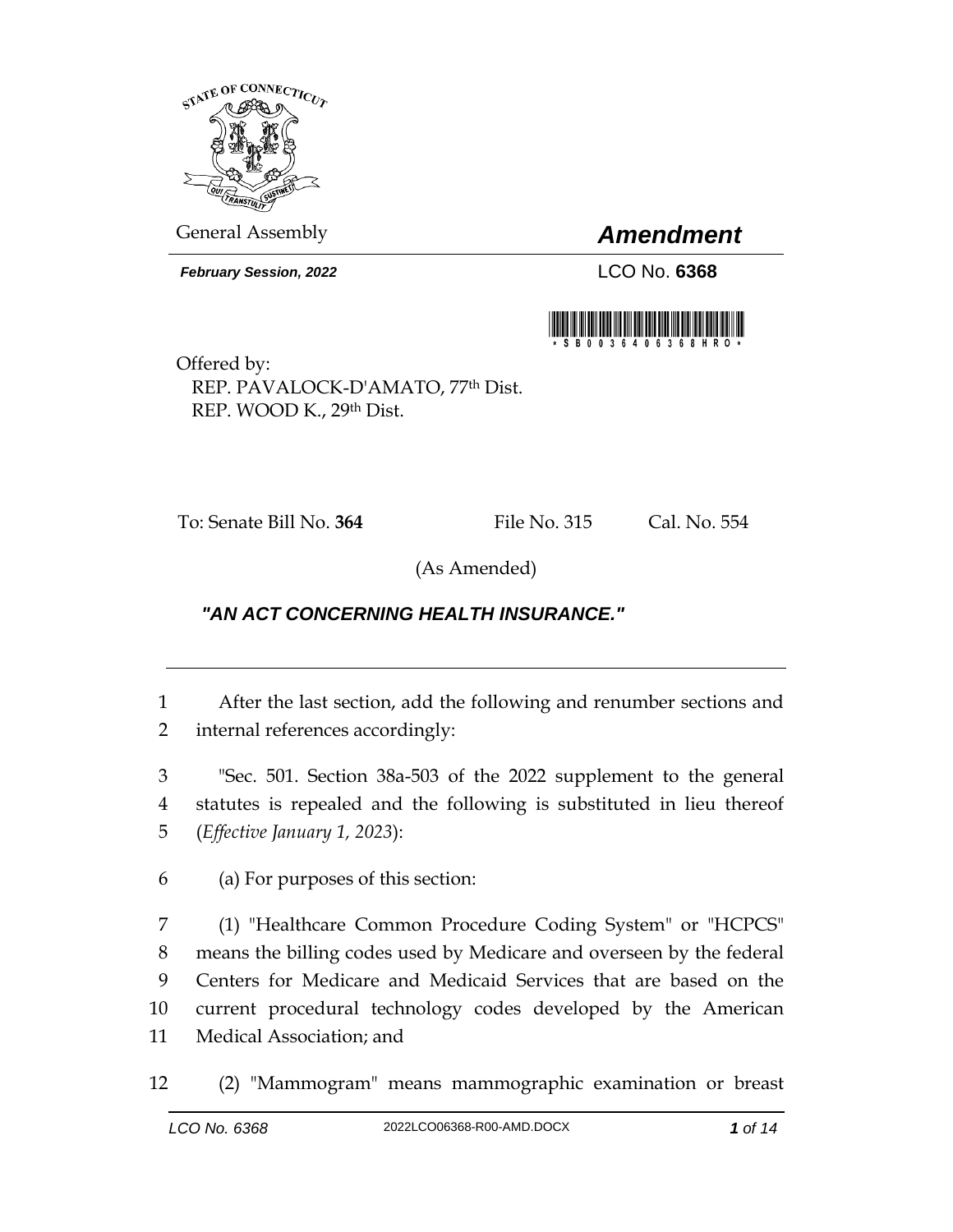General Assembly

# *Amendment*

***February Session, 2022***

LCO No. **6368**

Offered by:
REP. PAVALOCK-D'AMATO, 77th Dist.
REP. WOOD K., 29th Dist.

To: Senate Bill No. **364** File No. 315 Cal. No. 554

(As Amended)

***"AN ACT CONCERNING HEALTH INSURANCE."***

---

1 After the last section, add the following and renumber sections and
2 internal references accordingly:

3 "Sec. 501. Section 38a-503 of the 2022 supplement to the general
4 statutes is repealed and the following is substituted in lieu thereof
5 (*Effective January 1, 2023*):

6 (a) For purposes of this section:

7 (1) "Healthcare Common Procedure Coding System" or "HCPCS"
8 means the billing codes used by Medicare and overseen by the federal
9 Centers for Medicare and Medicaid Services that are based on the
10 current procedural technology codes developed by the American
11 Medical Association; and

12 (2) "Mammogram" means mammographic examination or breast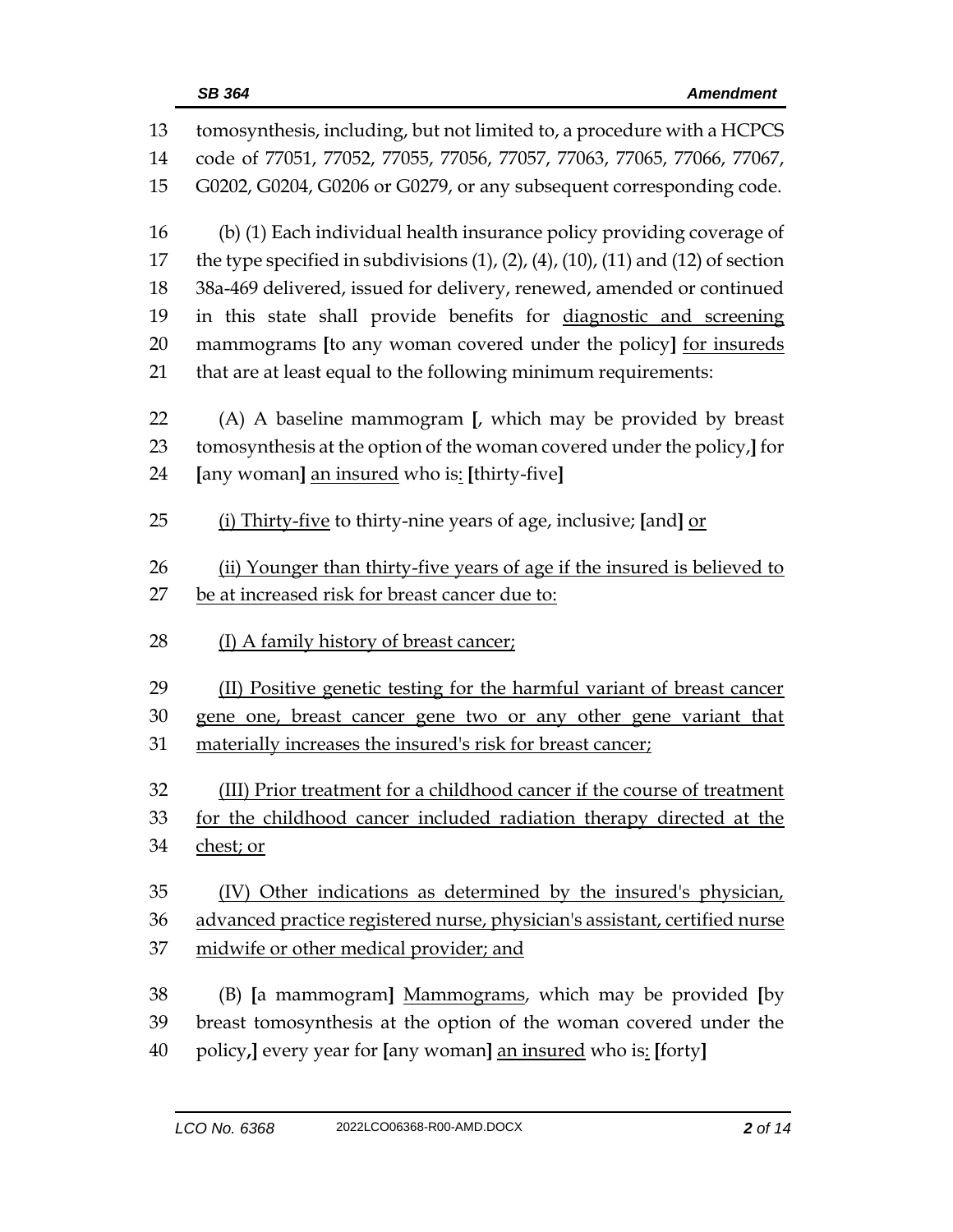tomosynthesis, including, but not limited to, a procedure with a HCPCS code of 77051, 77052, 77055, 77056, 77057, 77063, 77065, 77066, 77067, G0202, G0204, G0206 or G0279, or any subsequent corresponding code.

(b) (1) Each individual health insurance policy providing coverage of the type specified in subdivisions (1), (2), (4), (10), (11) and (12) of section 38a-469 delivered, issued for delivery, renewed, amended or continued in this state shall provide benefits for <u>diagnostic and screening</u> mammograms **[**to any woman covered under the policy**]** <u>for insureds</u> that are at least equal to the following minimum requirements:

(A) A baseline mammogram **[**, which may be provided by breast tomosynthesis at the option of the woman covered under the policy,**]** for **[**any woman**]** <u>an insured</u> who is<u>:</u> **[**thirty-five**]**

<u>(i) Thirty-five</u> to thirty-nine years of age, inclusive; **[**and**]** <u>or</u>

<u>(ii) Younger than thirty-five years of age if the insured is believed to be at increased risk for breast cancer due to:</u>

<u>(I) A family history of breast cancer;</u>

<u>(II) Positive genetic testing for the harmful variant of breast cancer gene one, breast cancer gene two or any other gene variant that materially increases the insured's risk for breast cancer;</u>

<u>(III) Prior treatment for a childhood cancer if the course of treatment for the childhood cancer included radiation therapy directed at the chest; or</u>

<u>(IV) Other indications as determined by the insured's physician, advanced practice registered nurse, physician's assistant, certified nurse midwife or other medical provider; and</u>

(B) **[**a mammogram**]** <u>Mammograms</u>, which may be provided **[**by breast tomosynthesis at the option of the woman covered under the policy,**]** every year for **[**any woman**]** <u>an insured</u> who is<u>:</u> **[**forty**]**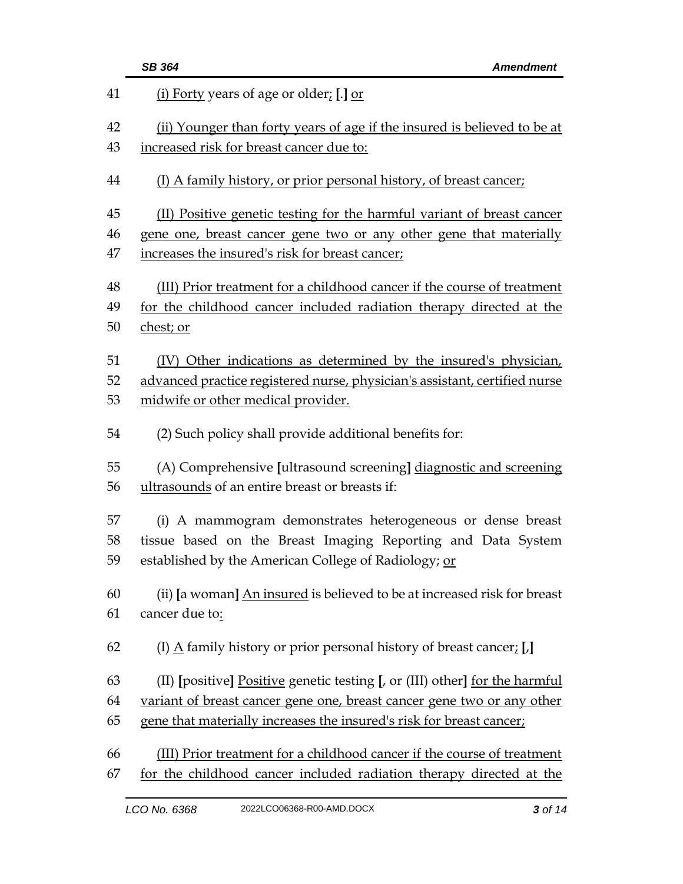(i) Forty years of age or older; [.] or

(ii) Younger than forty years of age if the insured is believed to be at increased risk for breast cancer due to:

(I) A family history, or prior personal history, of breast cancer;

(II) Positive genetic testing for the harmful variant of breast cancer gene one, breast cancer gene two or any other gene that materially increases the insured's risk for breast cancer;

(III) Prior treatment for a childhood cancer if the course of treatment for the childhood cancer included radiation therapy directed at the chest; or

(IV) Other indications as determined by the insured's physician, advanced practice registered nurse, physician's assistant, certified nurse midwife or other medical provider.

(2) Such policy shall provide additional benefits for:

(A) Comprehensive [ultrasound screening] diagnostic and screening ultrasounds of an entire breast or breasts if:

(i) A mammogram demonstrates heterogeneous or dense breast tissue based on the Breast Imaging Reporting and Data System established by the American College of Radiology; or

(ii) [a woman] An insured is believed to be at increased risk for breast cancer due to:

(I) A family history or prior personal history of breast cancer; [,]

(II) [positive] Positive genetic testing [, or (III) other] for the harmful variant of breast cancer gene one, breast cancer gene two or any other gene that materially increases the insured's risk for breast cancer;

(III) Prior treatment for a childhood cancer if the course of treatment for the childhood cancer included radiation therapy directed at the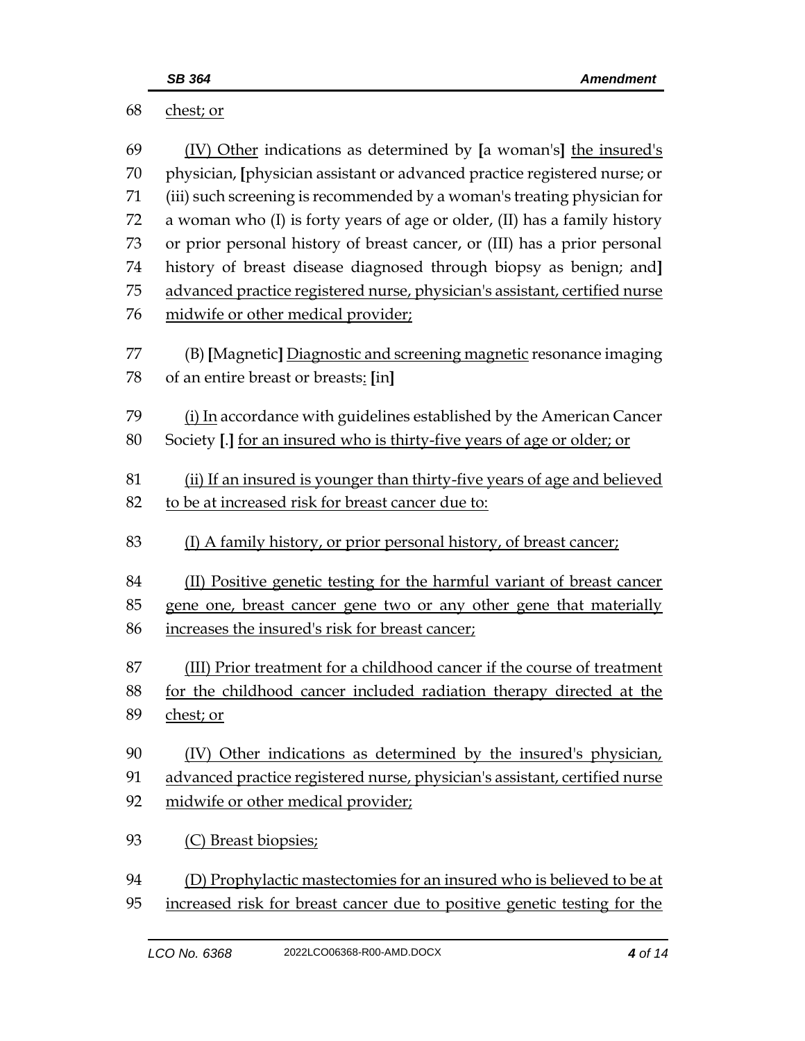chest; or

(IV) Other indications as determined by [a woman's] the insured's physician, [physician assistant or advanced practice registered nurse; or (iii) such screening is recommended by a woman's treating physician for a woman who (I) is forty years of age or older, (II) has a family history or prior personal history of breast cancer, or (III) has a prior personal history of breast disease diagnosed through biopsy as benign; and] advanced practice registered nurse, physician's assistant, certified nurse midwife or other medical provider;

(B) [Magnetic] Diagnostic and screening magnetic resonance imaging of an entire breast or breasts: [in]

(i) In accordance with guidelines established by the American Cancer Society [.] for an insured who is thirty-five years of age or older; or

(ii) If an insured is younger than thirty-five years of age and believed to be at increased risk for breast cancer due to:

(I) A family history, or prior personal history, of breast cancer;

(II) Positive genetic testing for the harmful variant of breast cancer gene one, breast cancer gene two or any other gene that materially increases the insured's risk for breast cancer;

(III) Prior treatment for a childhood cancer if the course of treatment for the childhood cancer included radiation therapy directed at the chest; or

(IV) Other indications as determined by the insured's physician, advanced practice registered nurse, physician's assistant, certified nurse midwife or other medical provider;

(C) Breast biopsies;

(D) Prophylactic mastectomies for an insured who is believed to be at increased risk for breast cancer due to positive genetic testing for the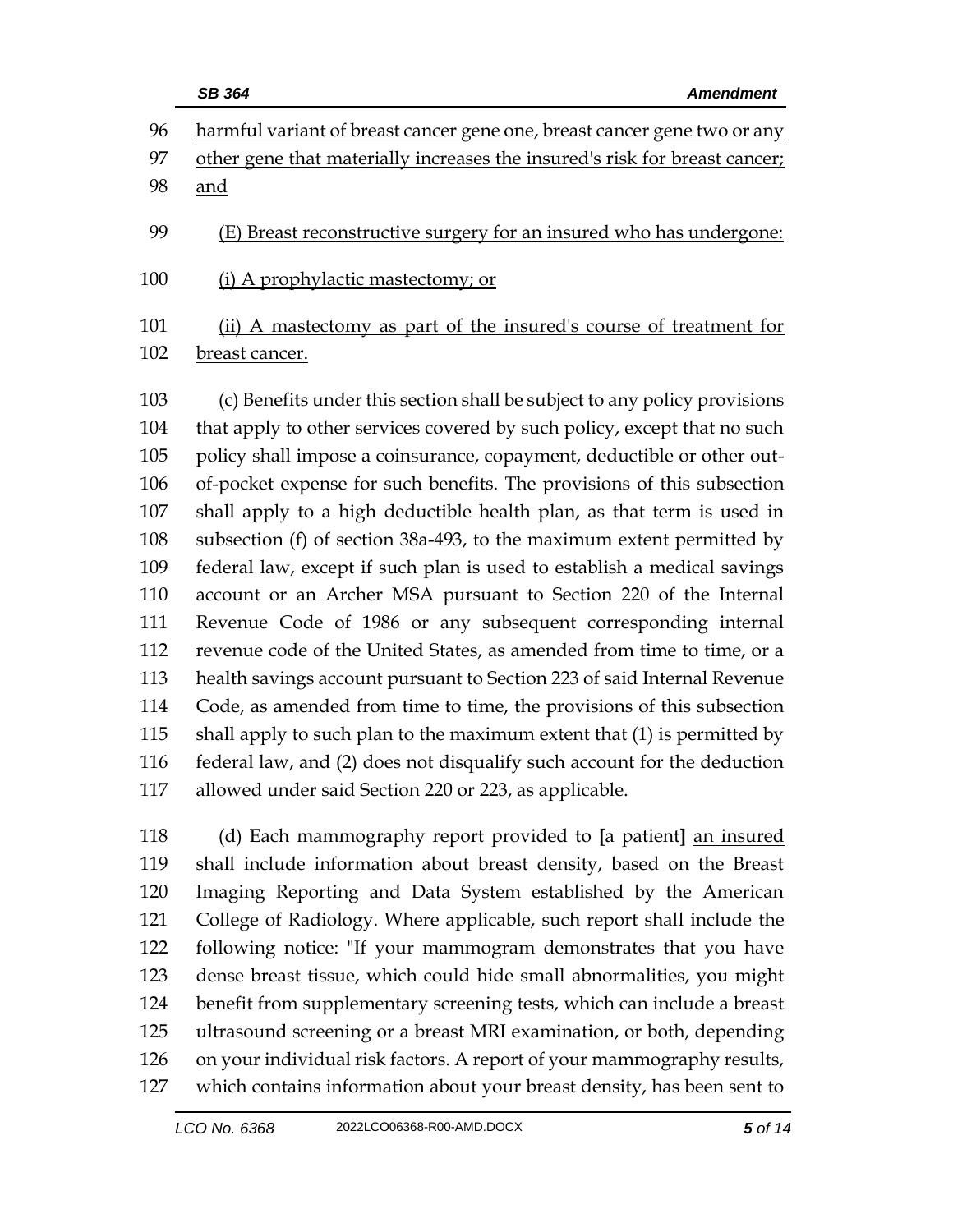harmful variant of breast cancer gene one, breast cancer gene two or any other gene that materially increases the insured's risk for breast cancer; and

(E) Breast reconstructive surgery for an insured who has undergone:

(i) A prophylactic mastectomy; or

(ii) A mastectomy as part of the insured's course of treatment for breast cancer.

(c) Benefits under this section shall be subject to any policy provisions that apply to other services covered by such policy, except that no such policy shall impose a coinsurance, copayment, deductible or other out-of-pocket expense for such benefits. The provisions of this subsection shall apply to a high deductible health plan, as that term is used in subsection (f) of section 38a-493, to the maximum extent permitted by federal law, except if such plan is used to establish a medical savings account or an Archer MSA pursuant to Section 220 of the Internal Revenue Code of 1986 or any subsequent corresponding internal revenue code of the United States, as amended from time to time, or a health savings account pursuant to Section 223 of said Internal Revenue Code, as amended from time to time, the provisions of this subsection shall apply to such plan to the maximum extent that (1) is permitted by federal law, and (2) does not disqualify such account for the deduction allowed under said Section 220 or 223, as applicable.

(d) Each mammography report provided to **[**a patient**]** an insured shall include information about breast density, based on the Breast Imaging Reporting and Data System established by the American College of Radiology. Where applicable, such report shall include the following notice: "If your mammogram demonstrates that you have dense breast tissue, which could hide small abnormalities, you might benefit from supplementary screening tests, which can include a breast ultrasound screening or a breast MRI examination, or both, depending on your individual risk factors. A report of your mammography results, which contains information about your breast density, has been sent to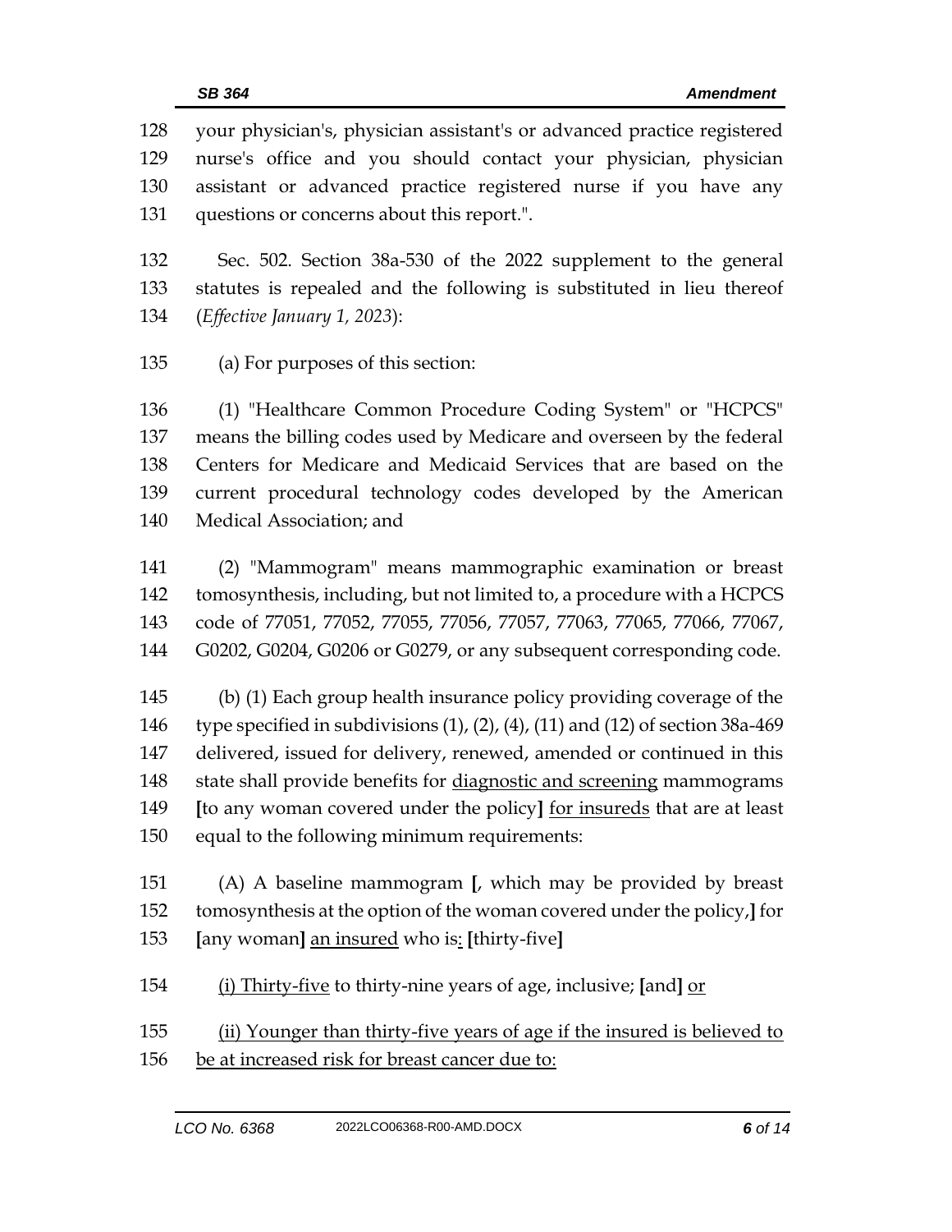your physician's, physician assistant's or advanced practice registered nurse's office and you should contact your physician, physician assistant or advanced practice registered nurse if you have any questions or concerns about this report.".

Sec. 502. Section 38a-530 of the 2022 supplement to the general statutes is repealed and the following is substituted in lieu thereof (*Effective January 1, 2023*):

(a) For purposes of this section:

(1) "Healthcare Common Procedure Coding System" or "HCPCS" means the billing codes used by Medicare and overseen by the federal Centers for Medicare and Medicaid Services that are based on the current procedural technology codes developed by the American Medical Association; and

(2) "Mammogram" means mammographic examination or breast tomosynthesis, including, but not limited to, a procedure with a HCPCS code of 77051, 77052, 77055, 77056, 77057, 77063, 77065, 77066, 77067, G0202, G0204, G0206 or G0279, or any subsequent corresponding code.

(b) (1) Each group health insurance policy providing coverage of the type specified in subdivisions (1), (2), (4), (11) and (12) of section 38a-469 delivered, issued for delivery, renewed, amended or continued in this state shall provide benefits for <u>diagnostic and screening</u> mammograms **[**to any woman covered under the policy**]** <u>for insureds</u> that are at least equal to the following minimum requirements:

(A) A baseline mammogram **[**, which may be provided by breast tomosynthesis at the option of the woman covered under the policy,**]** for **[**any woman**]** <u>an insured</u> who is<u>:</u> **[**thirty-five**]**

<u>(i) Thirty-five</u> to thirty-nine years of age, inclusive; **[**and**]** <u>or</u>

<u>(ii) Younger than thirty-five years of age if the insured is believed to be at increased risk for breast cancer due to:</u>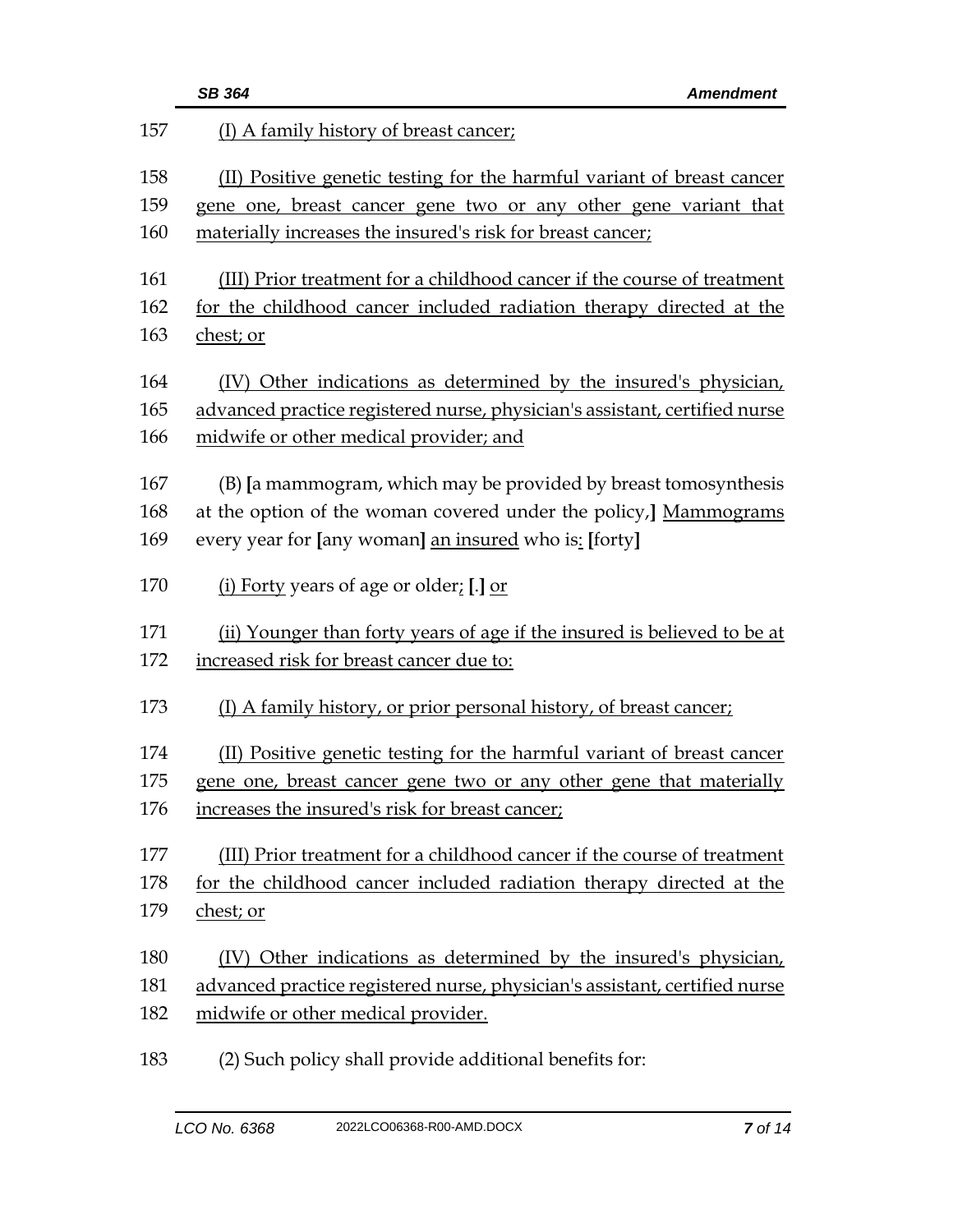157 (I) A family history of breast cancer;

158 (II) Positive genetic testing for the harmful variant of breast cancer
159 gene one, breast cancer gene two or any other gene variant that
160 materially increases the insured's risk for breast cancer;

161 (III) Prior treatment for a childhood cancer if the course of treatment
162 for the childhood cancer included radiation therapy directed at the
163 chest; or

164 (IV) Other indications as determined by the insured's physician,
165 advanced practice registered nurse, physician's assistant, certified nurse
166 midwife or other medical provider; and

167 (B) [a mammogram, which may be provided by breast tomosynthesis
168 at the option of the woman covered under the policy,] Mammograms
169 every year for [any woman] an insured who is: [forty]

170 (i) Forty years of age or older; [.] or

171 (ii) Younger than forty years of age if the insured is believed to be at
172 increased risk for breast cancer due to:

173 (I) A family history, or prior personal history, of breast cancer;

174 (II) Positive genetic testing for the harmful variant of breast cancer
175 gene one, breast cancer gene two or any other gene that materially
176 increases the insured's risk for breast cancer;

177 (III) Prior treatment for a childhood cancer if the course of treatment
178 for the childhood cancer included radiation therapy directed at the
179 chest; or

180 (IV) Other indications as determined by the insured's physician,
181 advanced practice registered nurse, physician's assistant, certified nurse
182 midwife or other medical provider.

183 (2) Such policy shall provide additional benefits for: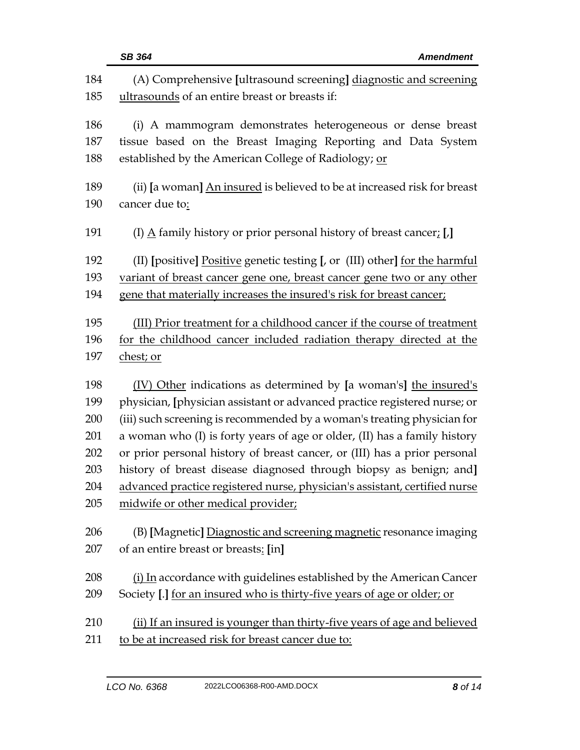184 (A) Comprehensive [ultrasound screening] <u>diagnostic and screening</u>
185 <u>ultrasounds</u> of an entire breast or breasts if:

186 (i) A mammogram demonstrates heterogeneous or dense breast
187 tissue based on the Breast Imaging Reporting and Data System
188 established by the American College of Radiology; <u>or</u>

189 (ii) [a woman] <u>An insured</u> is believed to be at increased risk for breast
190 cancer due to<u>:</u>

191 (I) <u>A</u> family history or prior personal history of breast cancer<u>;</u> [,]

192 (II) [positive] <u>Positive</u> genetic testing [, or (III) other] <u>for the harmful</u>
193 <u>variant of breast cancer gene one, breast cancer gene two or any other</u>
194 <u>gene that materially increases the insured's risk for breast cancer;</u>

195 <u>(III) Prior treatment for a childhood cancer if the course of treatment</u>
196 <u>for the childhood cancer included radiation therapy directed at the</u>
197 <u>chest; or</u>

198 <u>(IV) Other</u> indications as determined by [a woman's] <u>the insured's</u>
199 physician, [physician assistant or advanced practice registered nurse; or
200 (iii) such screening is recommended by a woman's treating physician for
201 a woman who (I) is forty years of age or older, (II) has a family history
202 or prior personal history of breast cancer, or (III) has a prior personal
203 history of breast disease diagnosed through biopsy as benign; and]
204 <u>advanced practice registered nurse, physician's assistant, certified nurse</u>
205 <u>midwife or other medical provider;</u>

206 (B) [Magnetic] <u>Diagnostic and screening magnetic</u> resonance imaging
207 of an entire breast or breasts<u>:</u> [in]

208 <u>(i) In</u> accordance with guidelines established by the American Cancer
209 Society [.] <u>for an insured who is thirty-five years of age or older; or</u>

210 <u>(ii) If an insured is younger than thirty-five years of age and believed</u>
211 <u>to be at increased risk for breast cancer due to:</u>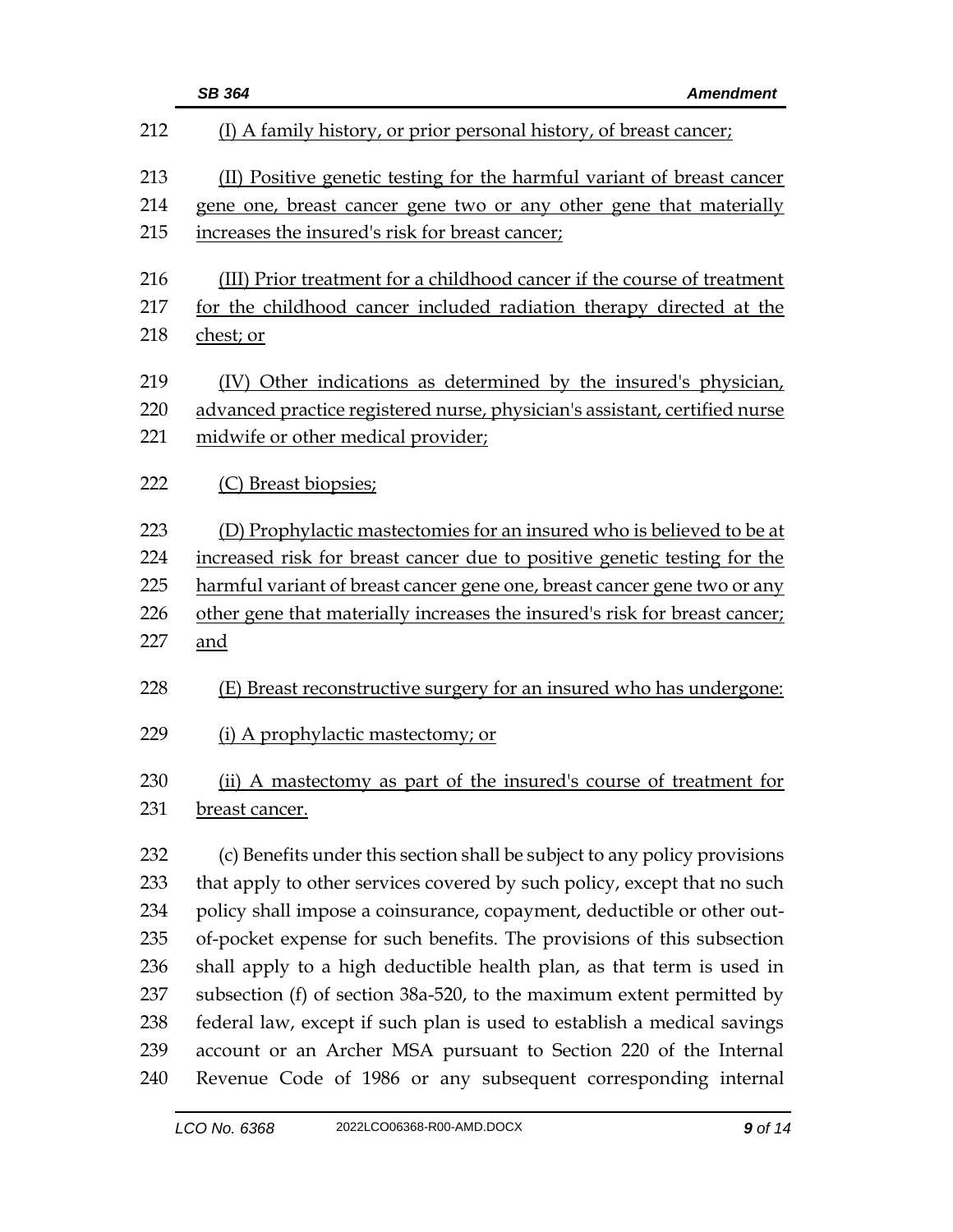(I) A family history, or prior personal history, of breast cancer;

(II) Positive genetic testing for the harmful variant of breast cancer gene one, breast cancer gene two or any other gene that materially increases the insured's risk for breast cancer;

(III) Prior treatment for a childhood cancer if the course of treatment for the childhood cancer included radiation therapy directed at the chest; or

(IV) Other indications as determined by the insured's physician, advanced practice registered nurse, physician's assistant, certified nurse midwife or other medical provider;

(C) Breast biopsies;

(D) Prophylactic mastectomies for an insured who is believed to be at increased risk for breast cancer due to positive genetic testing for the harmful variant of breast cancer gene one, breast cancer gene two or any other gene that materially increases the insured's risk for breast cancer; and

(E) Breast reconstructive surgery for an insured who has undergone:

(i) A prophylactic mastectomy; or

(ii) A mastectomy as part of the insured's course of treatment for breast cancer.

(c) Benefits under this section shall be subject to any policy provisions that apply to other services covered by such policy, except that no such policy shall impose a coinsurance, copayment, deductible or other out-of-pocket expense for such benefits. The provisions of this subsection shall apply to a high deductible health plan, as that term is used in subsection (f) of section 38a-520, to the maximum extent permitted by federal law, except if such plan is used to establish a medical savings account or an Archer MSA pursuant to Section 220 of the Internal Revenue Code of 1986 or any subsequent corresponding internal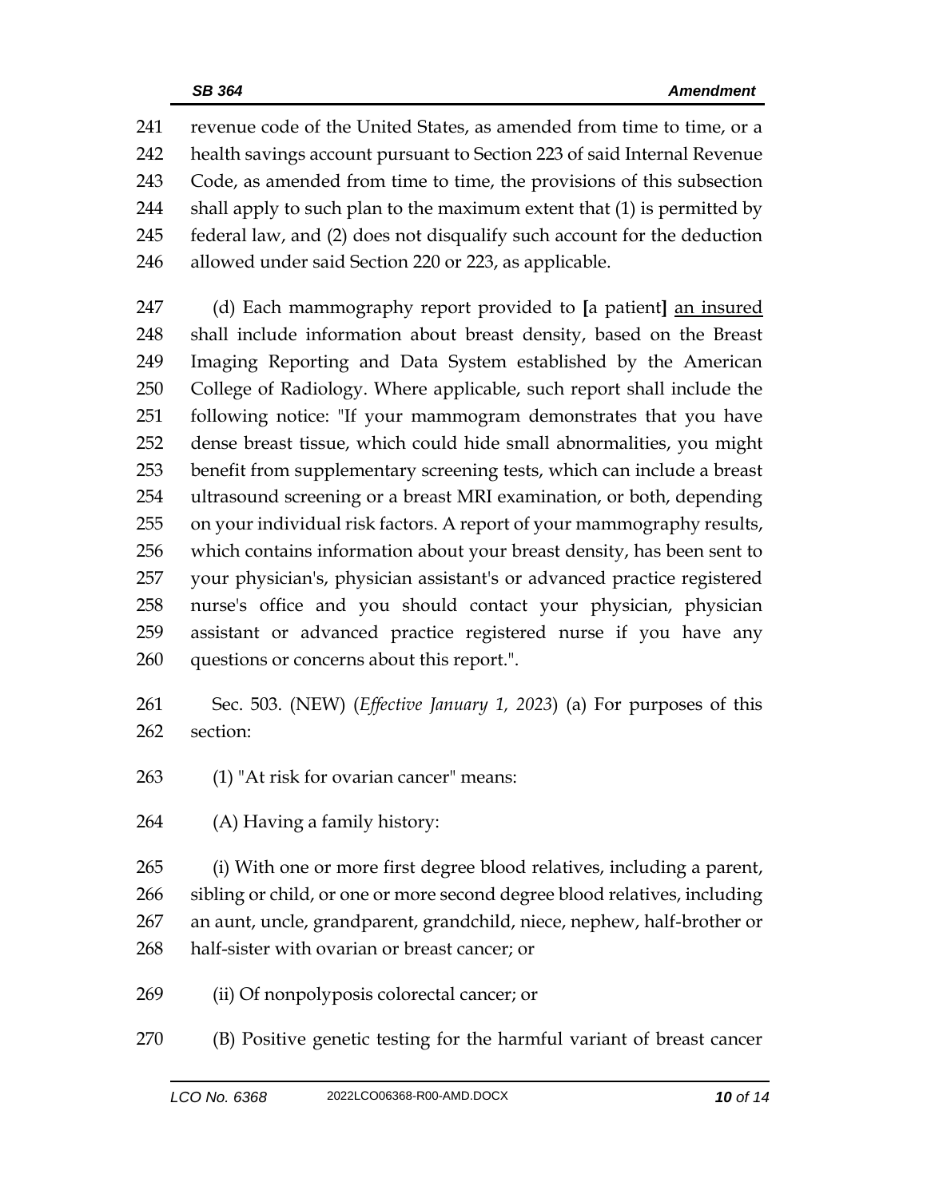revenue code of the United States, as amended from time to time, or a health savings account pursuant to Section 223 of said Internal Revenue Code, as amended from time to time, the provisions of this subsection shall apply to such plan to the maximum extent that (1) is permitted by federal law, and (2) does not disqualify such account for the deduction allowed under said Section 220 or 223, as applicable.

(d) Each mammography report provided to **[**a patient**]** an insured shall include information about breast density, based on the Breast Imaging Reporting and Data System established by the American College of Radiology. Where applicable, such report shall include the following notice: "If your mammogram demonstrates that you have dense breast tissue, which could hide small abnormalities, you might benefit from supplementary screening tests, which can include a breast ultrasound screening or a breast MRI examination, or both, depending on your individual risk factors. A report of your mammography results, which contains information about your breast density, has been sent to your physician's, physician assistant's or advanced practice registered nurse's office and you should contact your physician, physician assistant or advanced practice registered nurse if you have any questions or concerns about this report.".

Sec. 503. (NEW) (*Effective January 1, 2023*) (a) For purposes of this section:

(1) "At risk for ovarian cancer" means:

(A) Having a family history:

(i) With one or more first degree blood relatives, including a parent, sibling or child, or one or more second degree blood relatives, including an aunt, uncle, grandparent, grandchild, niece, nephew, half-brother or half-sister with ovarian or breast cancer; or

(ii) Of nonpolyposis colorectal cancer; or

(B) Positive genetic testing for the harmful variant of breast cancer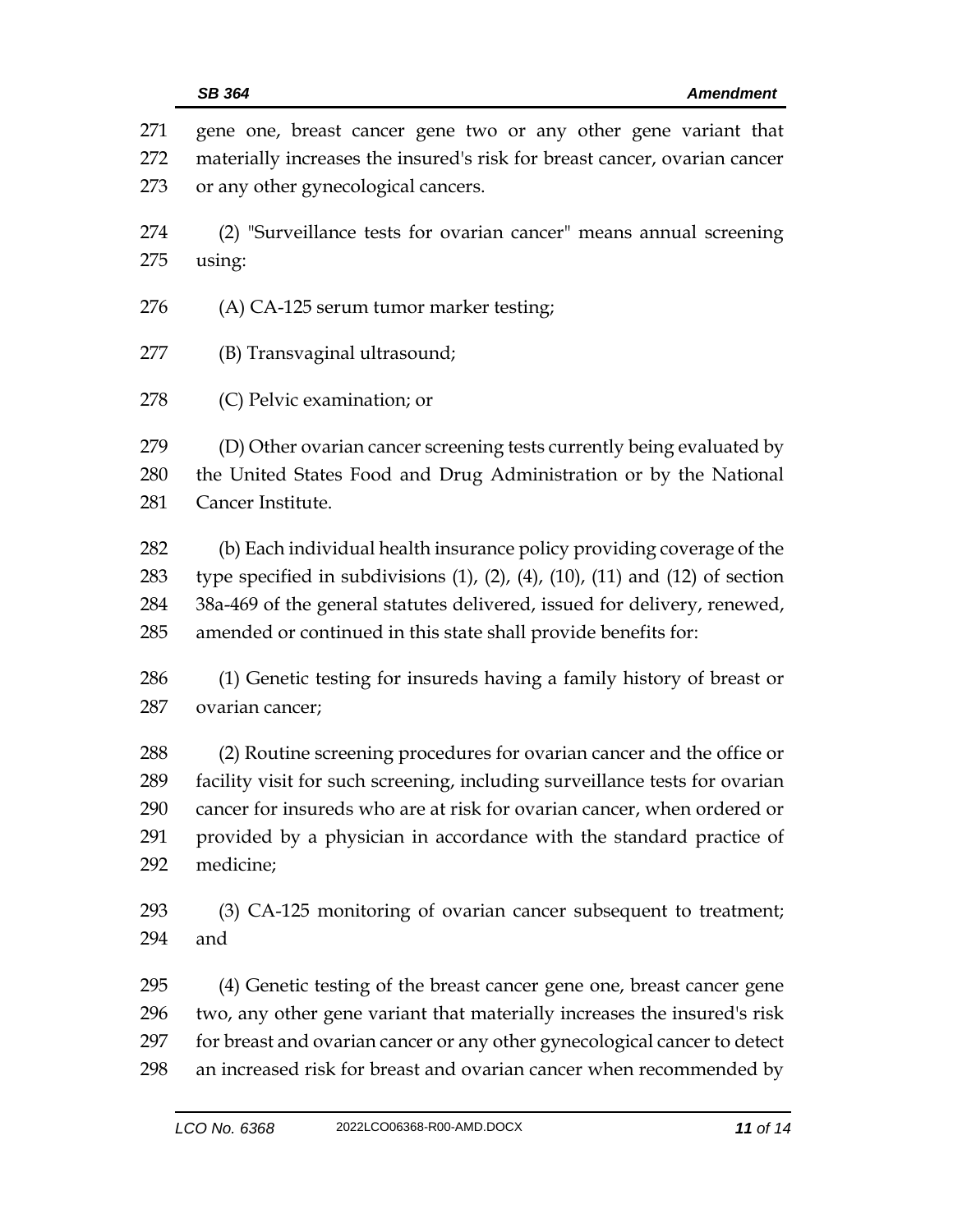gene one, breast cancer gene two or any other gene variant that materially increases the insured's risk for breast cancer, ovarian cancer or any other gynecological cancers.

(2) "Surveillance tests for ovarian cancer" means annual screening using:

(A) CA-125 serum tumor marker testing;

(B) Transvaginal ultrasound;

(C) Pelvic examination; or

(D) Other ovarian cancer screening tests currently being evaluated by the United States Food and Drug Administration or by the National Cancer Institute.

(b) Each individual health insurance policy providing coverage of the type specified in subdivisions (1), (2), (4), (10), (11) and (12) of section 38a-469 of the general statutes delivered, issued for delivery, renewed, amended or continued in this state shall provide benefits for:

(1) Genetic testing for insureds having a family history of breast or ovarian cancer;

(2) Routine screening procedures for ovarian cancer and the office or facility visit for such screening, including surveillance tests for ovarian cancer for insureds who are at risk for ovarian cancer, when ordered or provided by a physician in accordance with the standard practice of medicine;

(3) CA-125 monitoring of ovarian cancer subsequent to treatment; and

(4) Genetic testing of the breast cancer gene one, breast cancer gene two, any other gene variant that materially increases the insured's risk for breast and ovarian cancer or any other gynecological cancer to detect an increased risk for breast and ovarian cancer when recommended by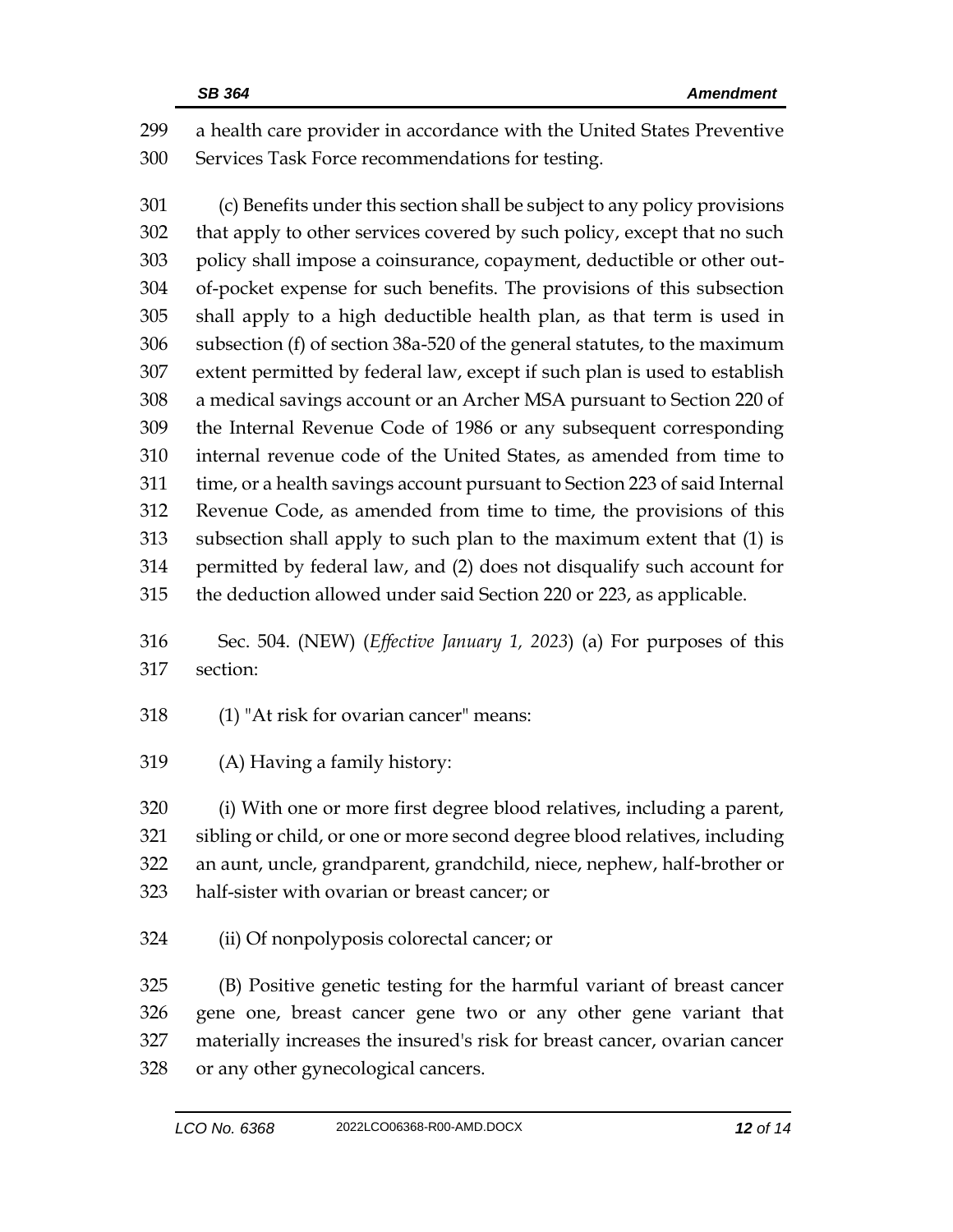a health care provider in accordance with the United States Preventive Services Task Force recommendations for testing.

(c) Benefits under this section shall be subject to any policy provisions that apply to other services covered by such policy, except that no such policy shall impose a coinsurance, copayment, deductible or other out-of-pocket expense for such benefits. The provisions of this subsection shall apply to a high deductible health plan, as that term is used in subsection (f) of section 38a-520 of the general statutes, to the maximum extent permitted by federal law, except if such plan is used to establish a medical savings account or an Archer MSA pursuant to Section 220 of the Internal Revenue Code of 1986 or any subsequent corresponding internal revenue code of the United States, as amended from time to time, or a health savings account pursuant to Section 223 of said Internal Revenue Code, as amended from time to time, the provisions of this subsection shall apply to such plan to the maximum extent that (1) is permitted by federal law, and (2) does not disqualify such account for the deduction allowed under said Section 220 or 223, as applicable.

Sec. 504. (NEW) (*Effective January 1, 2023*) (a) For purposes of this section:

(1) "At risk for ovarian cancer" means:

(A) Having a family history:

(i) With one or more first degree blood relatives, including a parent, sibling or child, or one or more second degree blood relatives, including an aunt, uncle, grandparent, grandchild, niece, nephew, half-brother or half-sister with ovarian or breast cancer; or

(ii) Of nonpolyposis colorectal cancer; or

(B) Positive genetic testing for the harmful variant of breast cancer gene one, breast cancer gene two or any other gene variant that materially increases the insured's risk for breast cancer, ovarian cancer or any other gynecological cancers.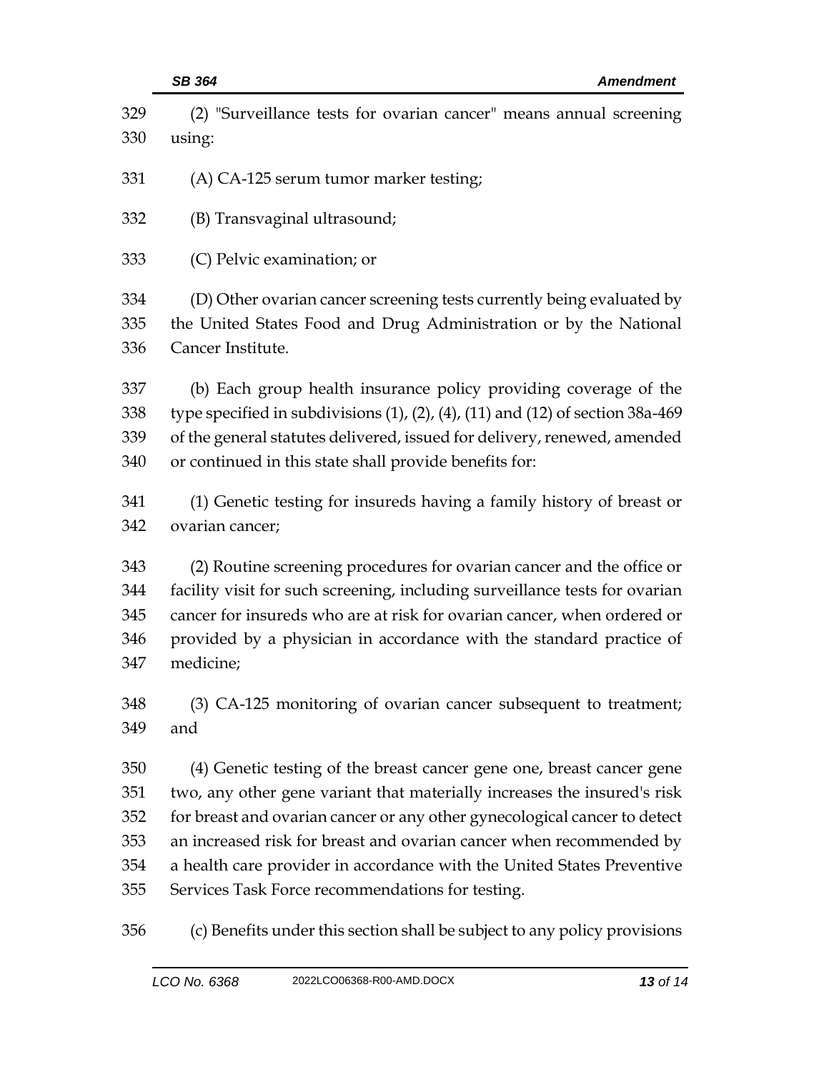(2) "Surveillance tests for ovarian cancer" means annual screening using:

(A) CA-125 serum tumor marker testing;

(B) Transvaginal ultrasound;

(C) Pelvic examination; or

(D) Other ovarian cancer screening tests currently being evaluated by the United States Food and Drug Administration or by the National Cancer Institute.

(b) Each group health insurance policy providing coverage of the type specified in subdivisions (1), (2), (4), (11) and (12) of section 38a-469 of the general statutes delivered, issued for delivery, renewed, amended or continued in this state shall provide benefits for:

(1) Genetic testing for insureds having a family history of breast or ovarian cancer;

(2) Routine screening procedures for ovarian cancer and the office or facility visit for such screening, including surveillance tests for ovarian cancer for insureds who are at risk for ovarian cancer, when ordered or provided by a physician in accordance with the standard practice of medicine;

(3) CA-125 monitoring of ovarian cancer subsequent to treatment; and

(4) Genetic testing of the breast cancer gene one, breast cancer gene two, any other gene variant that materially increases the insured's risk for breast and ovarian cancer or any other gynecological cancer to detect an increased risk for breast and ovarian cancer when recommended by a health care provider in accordance with the United States Preventive Services Task Force recommendations for testing.

(c) Benefits under this section shall be subject to any policy provisions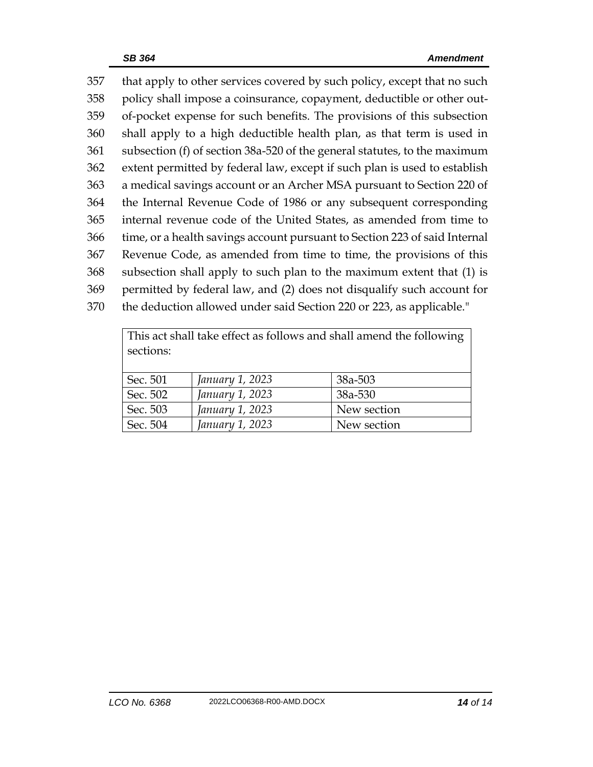357 that apply to other services covered by such policy, except that no such
358 policy shall impose a coinsurance, copayment, deductible or other out-
359 of-pocket expense for such benefits. The provisions of this subsection
360 shall apply to a high deductible health plan, as that term is used in
361 subsection (f) of section 38a-520 of the general statutes, to the maximum
362 extent permitted by federal law, except if such plan is used to establish
363 a medical savings account or an Archer MSA pursuant to Section 220 of
364 the Internal Revenue Code of 1986 or any subsequent corresponding
365 internal revenue code of the United States, as amended from time to
366 time, or a health savings account pursuant to Section 223 of said Internal
367 Revenue Code, as amended from time to time, the provisions of this
368 subsection shall apply to such plan to the maximum extent that (1) is
369 permitted by federal law, and (2) does not disqualify such account for
370 the deduction allowed under said Section 220 or 223, as applicable."

| This act shall take effect as follows and shall amend the following sections: | | |
|---|---|---|
| Sec. 501 | *January 1, 2023* | 38a-503 |
| Sec. 502 | *January 1, 2023* | 38a-530 |
| Sec. 503 | *January 1, 2023* | New section |
| Sec. 504 | *January 1, 2023* | New section |